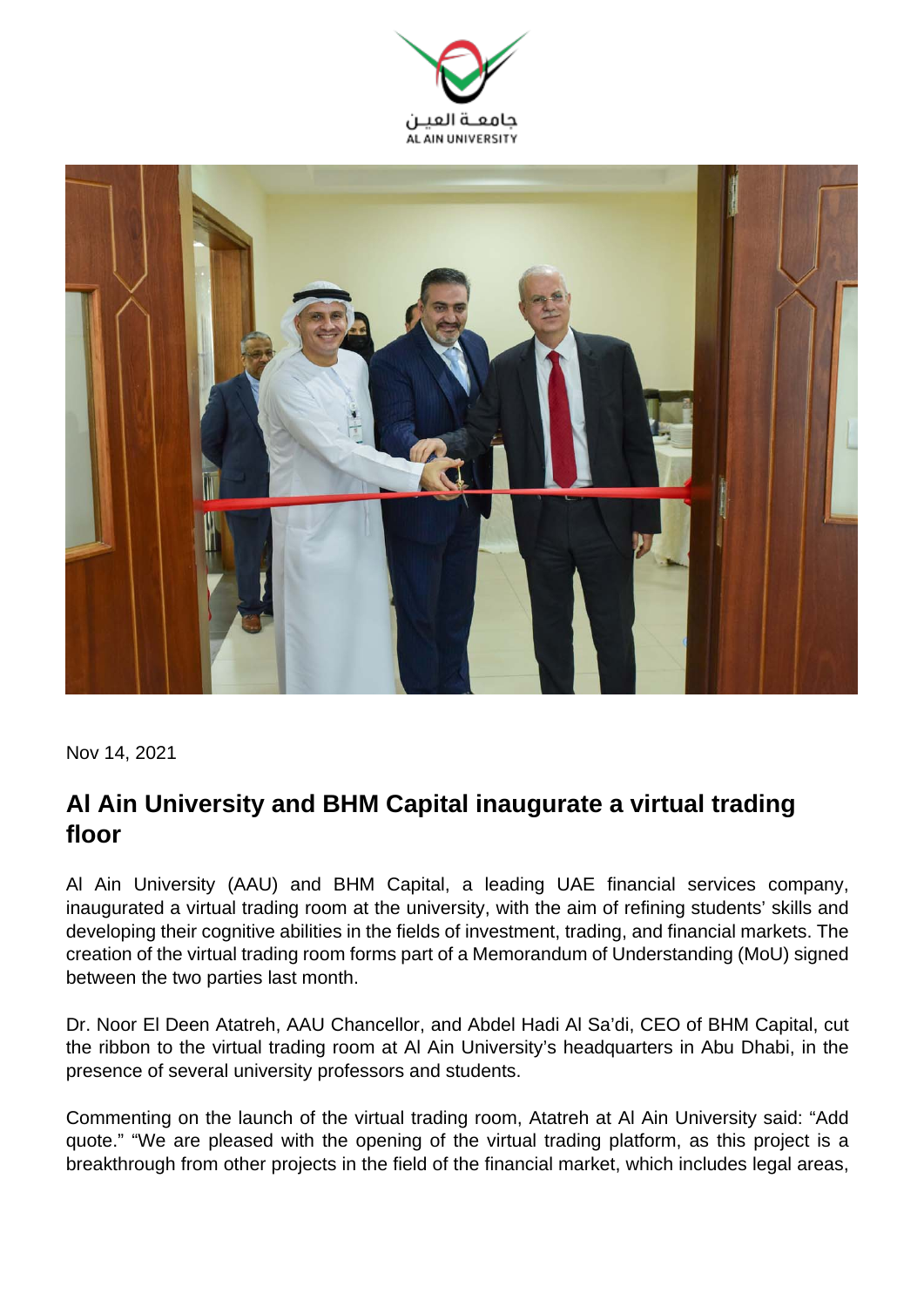Nov 14, 2021

## Al Ain University and BHM Capital inaugurate a virtual trading floor

Al Ain University (AAU) and BHM Capital, a leading UAE financial services company, inaugurated a virtual trading room at the university, with the aim of refining students' skills and developing their cognitive abilities in the fields of investment, trading, and financial markets. The creation of the virtual trading room forms part of a Memorandum of Understanding (MoU) signed between the two parties last month.

Dr. Noor El Deen Atatreh, AAU Chancellor, and Abdel Hadi Al Sa'di, CEO of BHM Capital, cut the ribbon to the virtual trading room at Al Ain University's headquarters in Abu Dhabi, in the presence of several university professors and students.

Commenting on the launch of the virtual trading room, Atatreh at Al Ain University said: "Add quote." "We are pleased with the opening of the virtual trading platform, as this project is a breakthrough from other projects in the field of the financial market, which includes legal areas,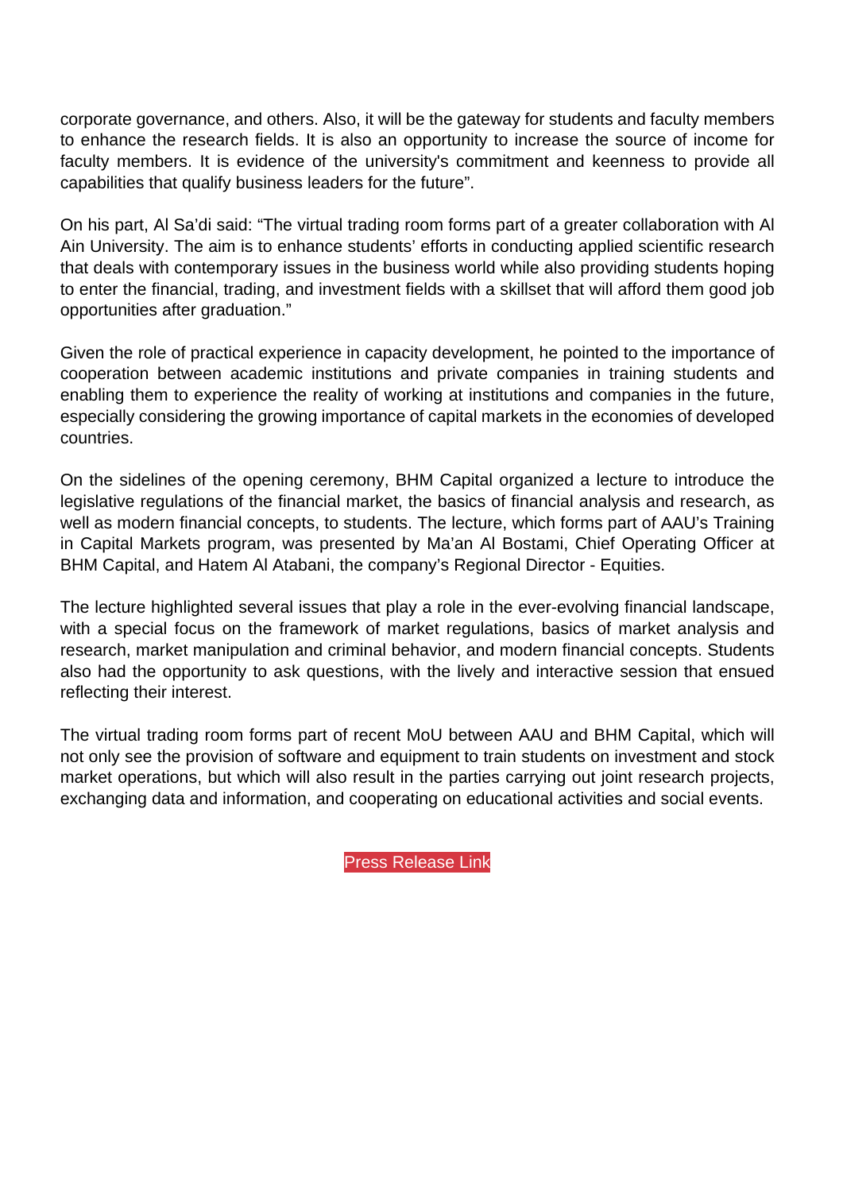corporate governance, and others. Also, it will be the gateway for students and faculty members to enhance the research fields. It is also an opportunity to increase the source of income for faculty members. It is evidence of the university's commitment and keenness to provide all capabilities that qualify business leaders for the future".

On his part, Al Sa'di said: "The virtual trading room forms part of a greater collaboration with Al Ain University. The aim is to enhance students' efforts in conducting applied scientific research that deals with contemporary issues in the business world while also providing students hoping to enter the financial, trading, and investment fields with a skillset that will afford them good job opportunities after graduation."

Given the role of practical experience in capacity development, he pointed to the importance of cooperation between academic institutions and private companies in training students and enabling them to experience the reality of working at institutions and companies in the future, especially considering the growing importance of capital markets in the economies of developed countries.

On the sidelines of the opening ceremony, BHM Capital organized a lecture to introduce the legislative regulations of the financial market, the basics of financial analysis and research, as well as modern financial concepts, to students. The lecture, which forms part of AAU's Training in Capital Markets program, was presented by Ma'an Al Bostami, Chief Operating Officer at BHM Capital, and Hatem Al Atabani, the company's Regional Director - Equities.

The lecture highlighted several issues that play a role in the ever-evolving financial landscape, with a special focus on the framework of market regulations, basics of market analysis and research, market manipulation and criminal behavior, and modern financial concepts. Students also had the opportunity to ask questions, with the lively and interactive session that ensued reflecting their interest.

The virtual trading room forms part of recent MoU between AAU and BHM Capital, which will not only see the provision of software and equipment to train students on investment and stock market operations, but which will also result in the parties carrying out joint research projects, exchanging data and information, and cooperating on educational activities and social events.

Press Release Link